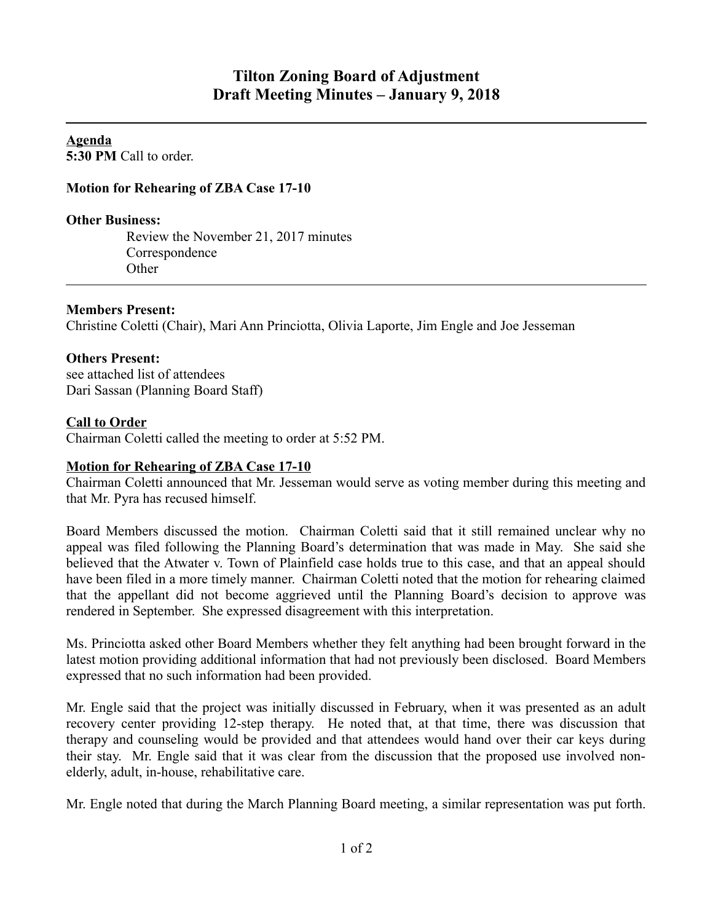# Tilton Zoning Board of Adjustment
# Draft Meeting Minutes – January 9, 2018

**Agenda**
**5:30 PM** Call to order.

**Motion for Rehearing of ZBA Case 17-10**

**Other Business:**
Review the November 21, 2017 minutes
Correspondence
Other

**Members Present:**
Christine Coletti (Chair), Mari Ann Princiotta, Olivia Laporte, Jim Engle and Joe Jesseman

**Others Present:**
see attached list of attendees
Dari Sassan (Planning Board Staff)

**Call to Order**
Chairman Coletti called the meeting to order at 5:52 PM.

**Motion for Rehearing of ZBA Case 17-10**
Chairman Coletti announced that Mr. Jesseman would serve as voting member during this meeting and that Mr. Pyra has recused himself.

Board Members discussed the motion. Chairman Coletti said that it still remained unclear why no appeal was filed following the Planning Board's determination that was made in May. She said she believed that the Atwater v. Town of Plainfield case holds true to this case, and that an appeal should have been filed in a more timely manner. Chairman Coletti noted that the motion for rehearing claimed that the appellant did not become aggrieved until the Planning Board's decision to approve was rendered in September. She expressed disagreement with this interpretation.

Ms. Princiotta asked other Board Members whether they felt anything had been brought forward in the latest motion providing additional information that had not previously been disclosed. Board Members expressed that no such information had been provided.

Mr. Engle said that the project was initially discussed in February, when it was presented as an adult recovery center providing 12-step therapy. He noted that, at that time, there was discussion that therapy and counseling would be provided and that attendees would hand over their car keys during their stay. Mr. Engle said that it was clear from the discussion that the proposed use involved non-elderly, adult, in-house, rehabilitative care.

Mr. Engle noted that during the March Planning Board meeting, a similar representation was put forth.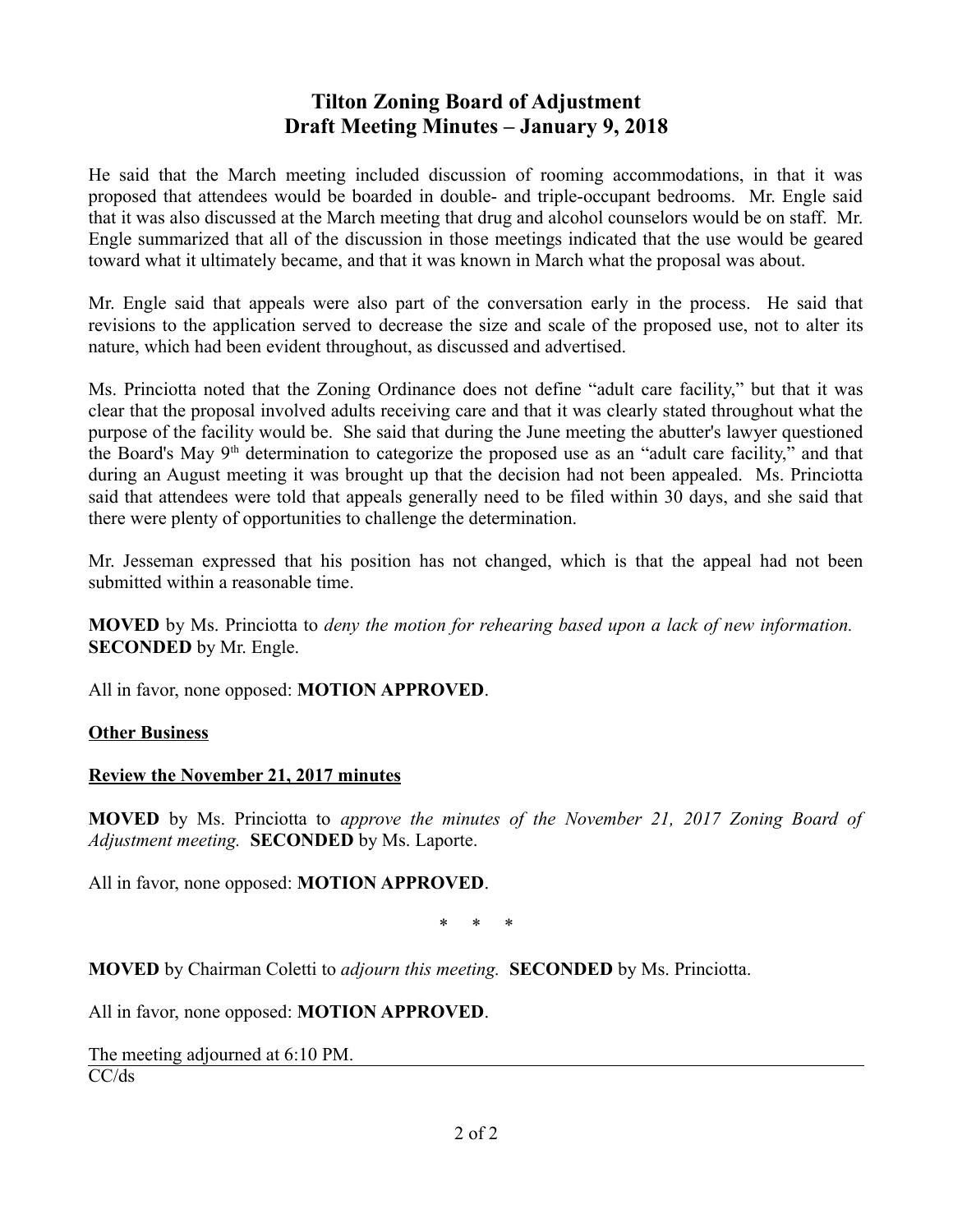# Tilton Zoning Board of Adjustment
# Draft Meeting Minutes – January 9, 2018

He said that the March meeting included discussion of rooming accommodations, in that it was proposed that attendees would be boarded in double- and triple-occupant bedrooms. Mr. Engle said that it was also discussed at the March meeting that drug and alcohol counselors would be on staff. Mr. Engle summarized that all of the discussion in those meetings indicated that the use would be geared toward what it ultimately became, and that it was known in March what the proposal was about.

Mr. Engle said that appeals were also part of the conversation early in the process. He said that revisions to the application served to decrease the size and scale of the proposed use, not to alter its nature, which had been evident throughout, as discussed and advertised.

Ms. Princiotta noted that the Zoning Ordinance does not define "adult care facility," but that it was clear that the proposal involved adults receiving care and that it was clearly stated throughout what the purpose of the facility would be. She said that during the June meeting the abutter's lawyer questioned the Board's May 9th determination to categorize the proposed use as an "adult care facility," and that during an August meeting it was brought up that the decision had not been appealed. Ms. Princiotta said that attendees were told that appeals generally need to be filed within 30 days, and she said that there were plenty of opportunities to challenge the determination.

Mr. Jesseman expressed that his position has not changed, which is that the appeal had not been submitted within a reasonable time.

**MOVED** by Ms. Princiotta to *deny the motion for rehearing based upon a lack of new information.* **SECONDED** by Mr. Engle.

All in favor, none opposed: **MOTION APPROVED**.

**Other Business**

**Review the November 21, 2017 minutes**

**MOVED** by Ms. Princiotta to *approve the minutes of the November 21, 2017 Zoning Board of Adjustment meeting.* **SECONDED** by Ms. Laporte.

All in favor, none opposed: **MOTION APPROVED**.

\* \* \*

**MOVED** by Chairman Coletti to *adjourn this meeting.* **SECONDED** by Ms. Princiotta.

All in favor, none opposed: **MOTION APPROVED**.

The meeting adjourned at 6:10 PM.

CC/ds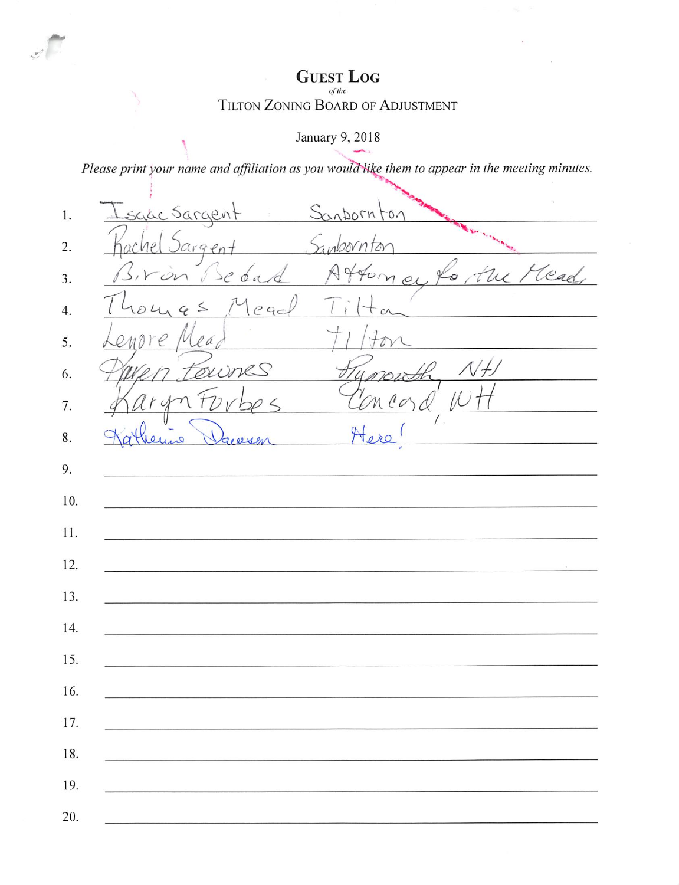# GUEST LOG

*of the*

TILTON ZONING BOARD OF ADJUSTMENT

January 9, 2018

*Please print your name and affiliation as you would like them to appear in the meeting minutes.*

| | | |
|---|---|---|
| 1. | Isaac Sargent | Sanbornton |
| 2. | Rachel Sargent | Sanbornton |
| 3. | Biron Bedard | Attorney for the Mead |
| 4. | Thomas Mead | Tilton |
| 5. | Lenore Mead | Tilton |
| 6. | Daren Fownes | Plymouth, NH |
| 7. | Karyn Forbes | Concord, NH |
| 8. | Katherine Dawson | Here! |
| 9. | | |
| 10. | | |
| 11. | | |
| 12. | | |
| 13. | | |
| 14. | | |
| 15. | | |
| 16. | | |
| 17. | | |
| 18. | | |
| 19. | | |
| 20. | | |